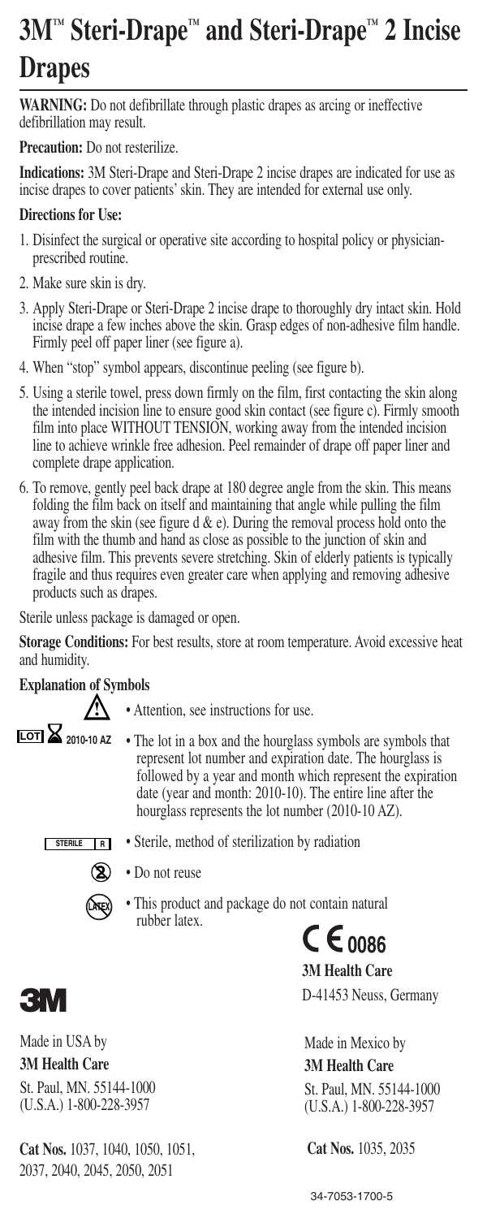# 3M™ Steri-Drape™ and Steri-Drape™ 2 Incise Drapes

**WARNING:** Do not defibrillate through plastic drapes as arcing or ineffective defibrillation may result.

**Precaution:** Do not resterilize.

**Indications:** 3M Steri-Drape and Steri-Drape 2 incise drapes are indicated for use as incise drapes to cover patients' skin. They are intended for external use only.

**Directions for Use:**

1. Disinfect the surgical or operative site according to hospital policy or physician-prescribed routine.
2. Make sure skin is dry.
3. Apply Steri-Drape or Steri-Drape 2 incise drape to thoroughly dry intact skin. Hold incise drape a few inches above the skin. Grasp edges of non-adhesive film handle. Firmly peel off paper liner (see figure a).
4. When "stop" symbol appears, discontinue peeling (see figure b).
5. Using a sterile towel, press down firmly on the film, first contacting the skin along the intended incision line to ensure good skin contact (see figure c). Firmly smooth film into place WITHOUT TENSION, working away from the intended incision line to achieve wrinkle free adhesion. Peel remainder of drape off paper liner and complete drape application.
6. To remove, gently peel back drape at 180 degree angle from the skin. This means folding the film back on itself and maintaining that angle while pulling the film away from the skin (see figure d & e). During the removal process hold onto the film with the thumb and hand as close as possible to the junction of skin and adhesive film. This prevents severe stretching. Skin of elderly patients is typically fragile and thus requires even greater care when applying and removing adhesive products such as drapes.

Sterile unless package is damaged or open.

**Storage Conditions:** For best results, store at room temperature. Avoid excessive heat and humidity.

**Explanation of Symbols**

- Attention, see instructions for use.
- LOT ⌛ 2010-10 AZ — The lot in a box and the hourglass symbols are symbols that represent lot number and expiration date. The hourglass is followed by a year and month which represent the expiration date (year and month: 2010-10). The entire line after the hourglass represents the lot number (2010-10 AZ).
- STERILE R — Sterile, method of sterilization by radiation
- Do not reuse
- LATEX — This product and package do not contain natural rubber latex.

CE 0086

**3M Health Care**
D-41453 Neuss, Germany

3M

Made in USA by
**3M Health Care**
St. Paul, MN. 55144-1000
(U.S.A.) 1-800-228-3957

**Cat Nos.** 1037, 1040, 1050, 1051, 2037, 2040, 2045, 2050, 2051

Made in Mexico by
**3M Health Care**
St. Paul, MN. 55144-1000
(U.S.A.) 1-800-228-3957

**Cat Nos.** 1035, 2035

34-7053-1700-5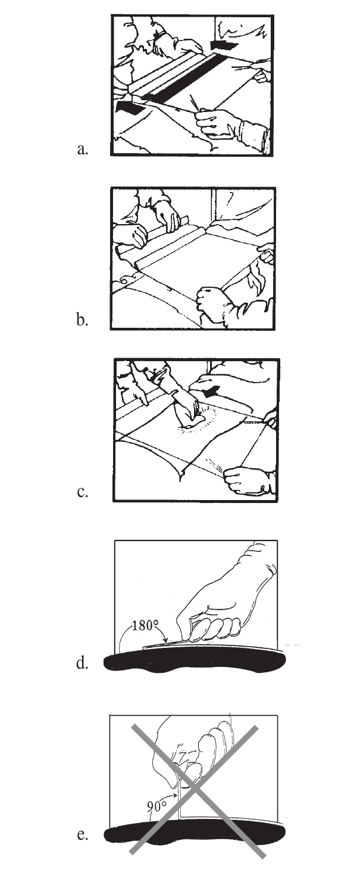a.

b.

c.

d.

e.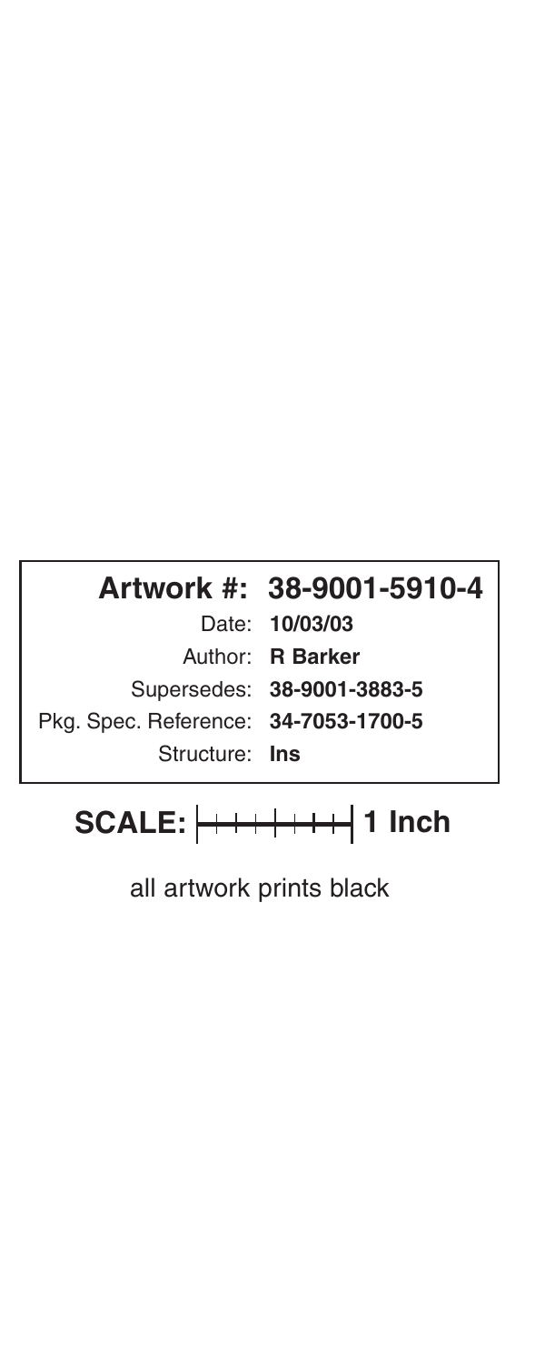| | |
|---|---|
| **Artwork #:** | **38-9001-5910-4** |
| Date: | **10/03/03** |
| Author: | **R Barker** |
| Supersedes: | **38-9001-3883-5** |
| Pkg. Spec. Reference: | **34-7053-1700-5** |
| Structure: | **Ins** |

**SCALE:** **1 Inch**

all artwork prints black